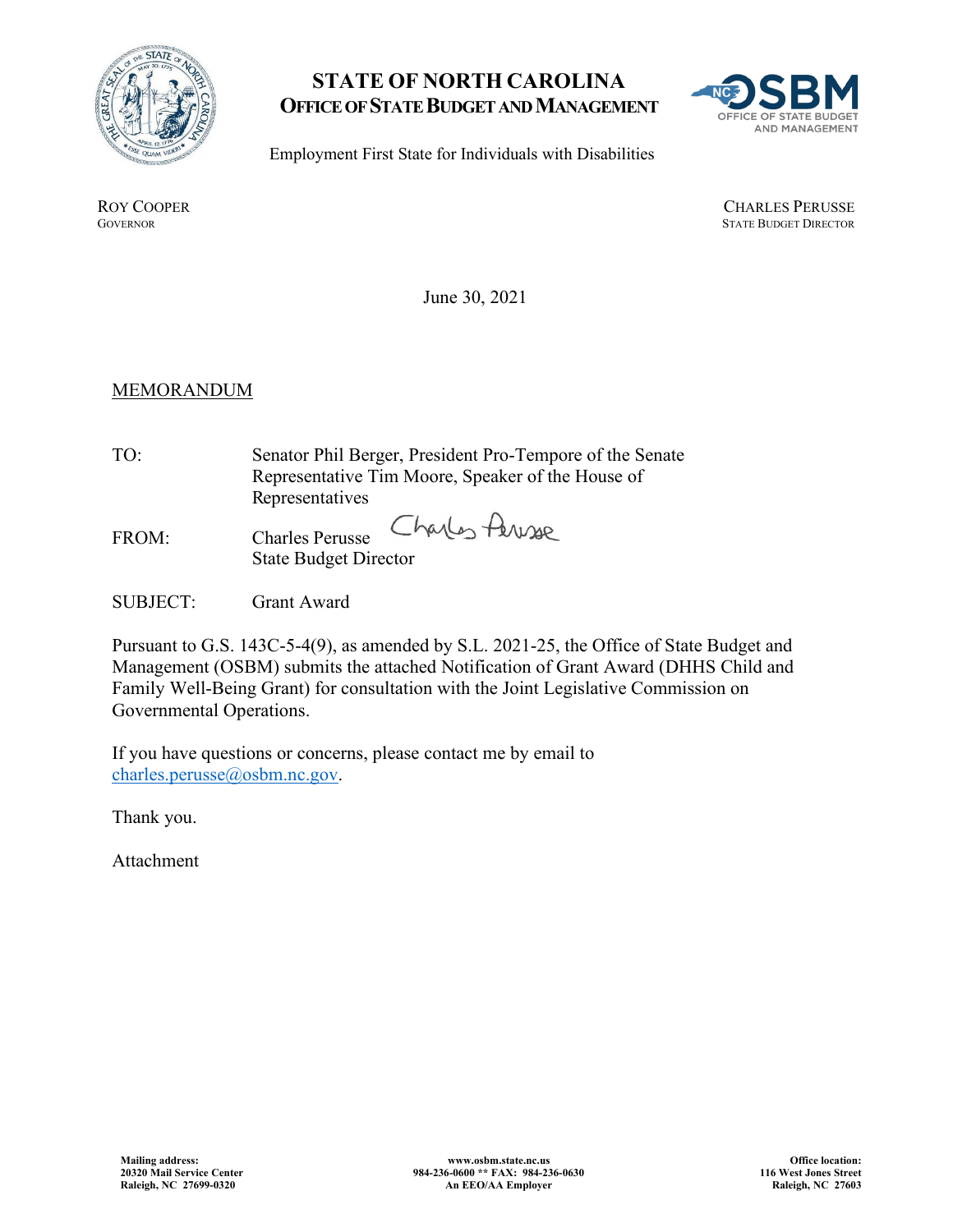# STATE OF NORTH CAROLINA
## OFFICE OF STATE BUDGET AND MANAGEMENT

Employment First State for Individuals with Disabilities

ROY COOPER
GOVERNOR

CHARLES PERUSSE
STATE BUDGET DIRECTOR

June 30, 2021

MEMORANDUM

TO: Senator Phil Berger, President Pro-Tempore of the Senate
Representative Tim Moore, Speaker of the House of Representatives

FROM: Charles Perusse
State Budget Director

SUBJECT: Grant Award

Pursuant to G.S. 143C-5-4(9), as amended by S.L. 2021-25, the Office of State Budget and Management (OSBM) submits the attached Notification of Grant Award (DHHS Child and Family Well-Being Grant) for consultation with the Joint Legislative Commission on Governmental Operations.

If you have questions or concerns, please contact me by email to charles.perusse@osbm.nc.gov.

Thank you.

Attachment

Mailing address:
20320 Mail Service Center
Raleigh, NC 27699-0320

www.osbm.state.nc.us
984-236-0600 ** FAX: 984-236-0630
An EEO/AA Employer

Office location:
116 West Jones Street
Raleigh, NC 27603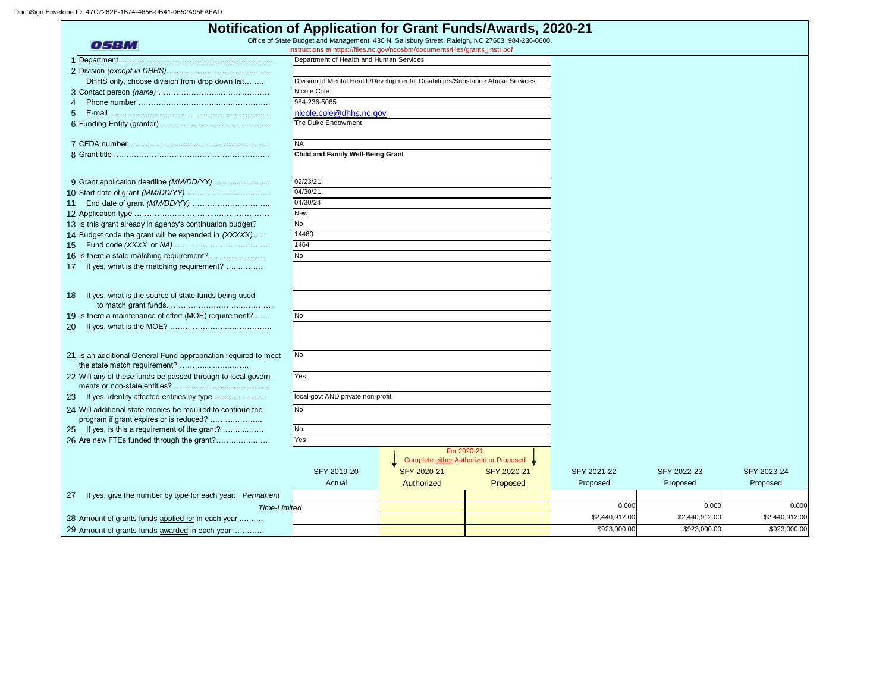DocuSign Envelope ID: 47C7262F-1B74-4656-9B41-0652A95FAFAD

# Notification of Application for Grant Funds/Awards, 2020-21

OSBM

Office of State Budget and Management, 430 N. Salisbury Street, Raleigh, NC 27603, 984-236-0600.

Instructions at https://files.nc.gov/ncosbm/documents/files/grants_instr.pdf

| | |
|---|---|
| 1 Department | Department of Health and Human Services |
| 2 Division *(except in DHHS)* | |
| DHHS only, choose division from drop down list | Division of Mental Health/Developmental Disabilities/Substance Abuse Services |
| 3 Contact person *(name)* | Nicole Cole |
| 4 Phone number | 984-236-5065 |
| 5 E-mail | nicole.cole@dhhs.nc.gov |
| 6 Funding Entity (grantor) | The Duke Endowment |
| 7 CFDA number | NA |
| 8 Grant title | **Child and Family Well-Being Grant** |
| 9 Grant application deadline *(MM/DD/YY)* | 02/23/21 |
| 10 Start date of grant *(MM/DD/YY)* | 04/30/21 |
| 11 End date of grant *(MM/DD/YY)* | 04/30/24 |
| 12 Application type | New |
| 13 Is this grant already in agency's continuation budget? | No |
| 14 Budget code the grant will be expended in *(XXXXX)* | 14460 |
| 15 Fund code *(XXXX or NA)* | 1464 |
| 16 Is there a state matching requirement? | No |
| 17 If yes, what is the matching requirement? | |
| 18 If yes, what is the source of state funds being used to match grant funds. | |
| 19 Is there a maintenance of effort (MOE) requirement? | No |
| 20 If yes, what is the MOE? | |
| 21 Is an additional General Fund appropriation required to meet the state match requirement? | No |
| 22 Will any of these funds be passed through to local governments or non-state entities? | Yes |
| 23 If yes, identify affected entities by type | local govt AND private non-profit |
| 24 Will additional state monies be required to continue the program if grant expires or is reduced? | No |
| 25 If yes, is this a requirement of the grant? | No |
| 26 Are new FTEs funded through the grant? | Yes |

For 2020-21: Complete either Authorized or Proposed

| | SFY 2019-20 Actual | SFY 2020-21 Authorized | SFY 2020-21 Proposed | SFY 2021-22 Proposed | SFY 2022-23 Proposed | SFY 2023-24 Proposed |
|---|---|---|---|---|---|---|
| 27 If yes, give the number by type for each year: *Permanent* | | | | | | |
| *Time-Limited* | | | | 0.000 | 0.000 | 0.000 |
| 28 Amount of grants funds applied for in each year | | | | $2,440,912.00 | $2,440,912.00 | $2,440,912.00 |
| 29 Amount of grants funds awarded in each year | | | | $923,000.00 | $923,000.00 | $923,000.00 |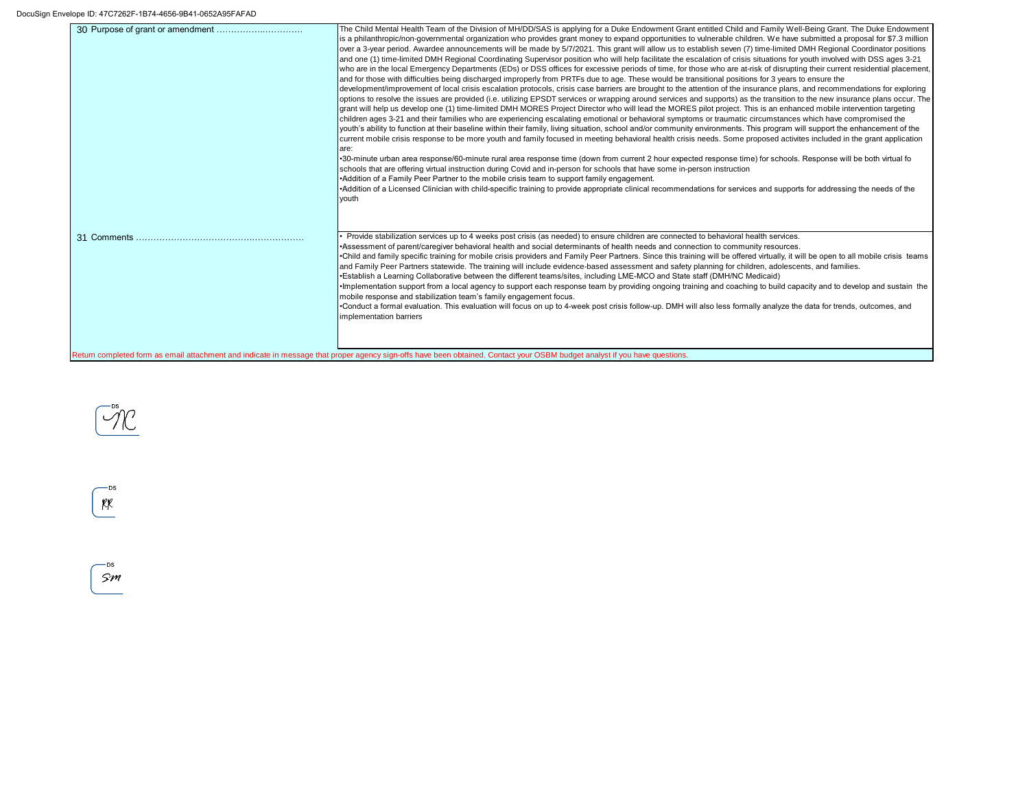DocuSign Envelope ID: 47C7262F-1B74-4656-9B41-0652A95FAFAD

| | |
|---|---|
| 30 Purpose of grant or amendment ……………..………… | The Child Mental Health Team of the Division of MH/DD/SAS is applying for a Duke Endowment Grant entitled Child and Family Well-Being Grant. The Duke Endowment is a philanthropic/non-governmental organization who provides grant money to expand opportunities to vulnerable children. We have submitted a proposal for $7.3 million over a 3-year period. Awardee announcements will be made by 5/7/2021. This grant will allow us to establish seven (7) time-limited DMH Regional Coordinator positions and one (1) time-limited DMH Regional Coordinating Supervisor position who will help facilitate the escalation of crisis situations for youth involved with DSS ages 3-21 who are in the local Emergency Departments (EDs) or DSS offices for excessive periods of time, for those who are at-risk of disrupting their current residential placement, and for those with difficulties being discharged improperly from PRTFs due to age. These would be transitional positions for 3 years to ensure the development/improvement of local crisis escalation protocols, crisis case barriers are brought to the attention of the insurance plans, and recommendations for exploring options to resolve the issues are provided (i.e. utilizing EPSDT services or wrapping around services and supports) as the transition to the new insurance plans occur. The grant will help us develop one (1) time-limited DMH MORES Project Director who will lead the MORES pilot project. This is an enhanced mobile intervention targeting children ages 3-21 and their families who are experiencing escalating emotional or behavioral symptoms or traumatic circumstances which have compromised the youth's ability to function at their baseline within their family, living situation, school and/or community environments. This program will support the enhancement of the current mobile crisis response to be more youth and family focused in meeting behavioral health crisis needs. Some proposed activites included in the grant application are:<br>•30-minute urban area response/60-minute rural area response time (down from current 2 hour expected response time) for schools. Response will be both virtual fo schools that are offering virtual instruction during Covid and in-person for schools that have some in-person instruction<br>•Addition of a Family Peer Partner to the mobile crisis team to support family engagement.<br>•Addition of a Licensed Clinician with child-specific training to provide appropriate clinical recommendations for services and supports for addressing the needs of the youth |
| 31 Comments ………………………………………………… | • Provide stabilization services up to 4 weeks post crisis (as needed) to ensure children are connected to behavioral health services.<br>•Assessment of parent/caregiver behavioral health and social determinants of health needs and connection to community resources.<br>•Child and family specific training for mobile crisis providers and Family Peer Partners. Since this training will be offered virtually, it will be open to all mobile crisis teams and Family Peer Partners statewide. The training will include evidence-based assessment and safety planning for children, adolescents, and families.<br>•Establish a Learning Collaborative between the different teams/sites, including LME-MCO and State staff (DMH/NC Medicaid)<br>•Implementation support from a local agency to support each response team by providing ongoing training and coaching to build capacity and to develop and sustain the mobile response and stabilization team's family engagement focus.<br>•Conduct a formal evaluation. This evaluation will focus on up to 4-week post crisis follow-up. DMH will also less formally analyze the data for trends, outcomes, and implementation barriers |

Return completed form as email attachment and indicate in message that proper agency sign-offs have been obtained. Contact your OSBM budget analyst if you have questions.

DS

DS
RR

DS
SM